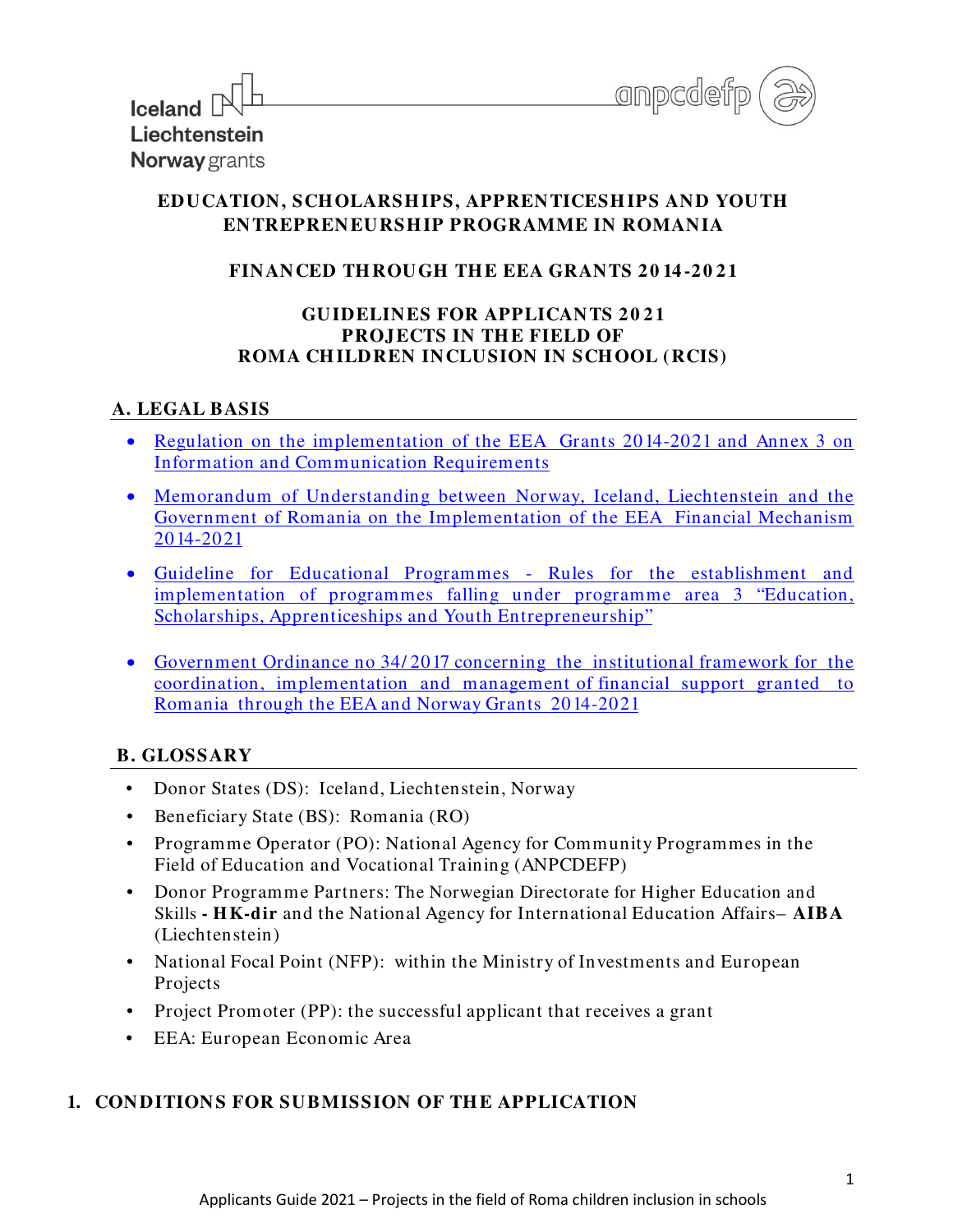Iceland
Liechtenstein
Norway grants

anpcdefp

# EDUCATION, SCHOLARSHIPS, APPRENTICESHIPS AND YOUTH ENTREPRENEURSHIP PROGRAMME IN ROMANIA

## FINANCED THROUGH THE EEA GRANTS 2014-2021

## GUIDELINES FOR APPLICANTS 2021
## PROJECTS IN THE FIELD OF
## ROMA CHILDREN INCLUSION IN SCHOOL (RCIS)

## A. LEGAL BASIS

- Regulation on the implementation of the EEA Grants 2014-2021 and Annex 3 on Information and Communication Requirements
- Memorandum of Understanding between Norway, Iceland, Liechtenstein and the Government of Romania on the Implementation of the EEA Financial Mechanism 2014-2021
- Guideline for Educational Programmes - Rules for the establishment and implementation of programmes falling under programme area 3 "Education, Scholarships, Apprenticeships and Youth Entrepreneurship"
- Government Ordinance no 34/2017 concerning the institutional framework for the coordination, implementation and management of financial support granted to Romania through the EEA and Norway Grants 2014-2021

## B. GLOSSARY

- Donor States (DS): Iceland, Liechtenstein, Norway
- Beneficiary State (BS): Romania (RO)
- Programme Operator (PO): National Agency for Community Programmes in the Field of Education and Vocational Training (ANPCDEFP)
- Donor Programme Partners: The Norwegian Directorate for Higher Education and Skills - **HK-dir** and the National Agency for International Education Affairs– **AIBA** (Liechtenstein)
- National Focal Point (NFP): within the Ministry of Investments and European Projects
- Project Promoter (PP): the successful applicant that receives a grant
- EEA: European Economic Area

## 1. CONDITIONS FOR SUBMISSION OF THE APPLICATION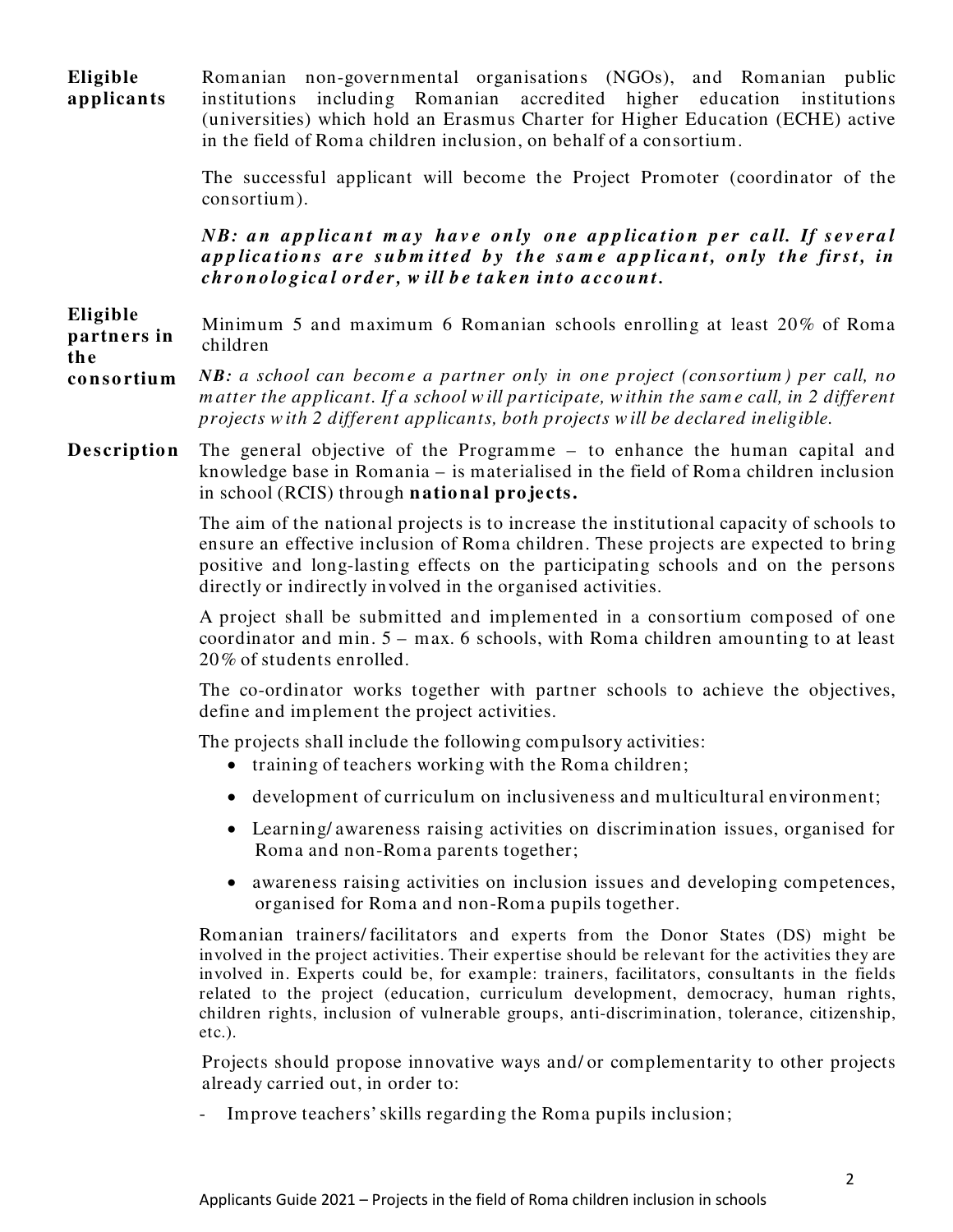**Eligible applicants**

Romanian non-governmental organisations (NGOs), and Romanian public institutions including Romanian accredited higher education institutions (universities) which hold an Erasmus Charter for Higher Education (ECHE) active in the field of Roma children inclusion, on behalf of a consortium.

The successful applicant will become the Project Promoter (coordinator of the consortium).

***NB: an applicant may have only one application per call. If several applications are submitted by the same applicant, only the first, in chronological order, will be taken into account.***

**Eligible partners in the consortium**

Minimum 5 and maximum 6 Romanian schools enrolling at least 20% of Roma children

***NB:*** *a school can become a partner only in one project (consortium) per call, no matter the applicant. If a school will participate, within the same call, in 2 different projects with 2 different applicants, both projects will be declared ineligible.*

**Description**

The general objective of the Programme – to enhance the human capital and knowledge base in Romania – is materialised in the field of Roma children inclusion in school (RCIS) through **national projects.**

The aim of the national projects is to increase the institutional capacity of schools to ensure an effective inclusion of Roma children. These projects are expected to bring positive and long-lasting effects on the participating schools and on the persons directly or indirectly involved in the organised activities.

A project shall be submitted and implemented in a consortium composed of one coordinator and min. 5 – max. 6 schools, with Roma children amounting to at least 20% of students enrolled.

The co-ordinator works together with partner schools to achieve the objectives, define and implement the project activities.

The projects shall include the following compulsory activities:

- training of teachers working with the Roma children;
- development of curriculum on inclusiveness and multicultural environment;
- Learning/awareness raising activities on discrimination issues, organised for Roma and non-Roma parents together;
- awareness raising activities on inclusion issues and developing competences, organised for Roma and non-Roma pupils together.

Romanian trainers/facilitators and experts from the Donor States (DS) might be involved in the project activities. Their expertise should be relevant for the activities they are involved in. Experts could be, for example: trainers, facilitators, consultants in the fields related to the project (education, curriculum development, democracy, human rights, children rights, inclusion of vulnerable groups, anti-discrimination, tolerance, citizenship, etc.).

Projects should propose innovative ways and/or complementarity to other projects already carried out, in order to:

- Improve teachers' skills regarding the Roma pupils inclusion;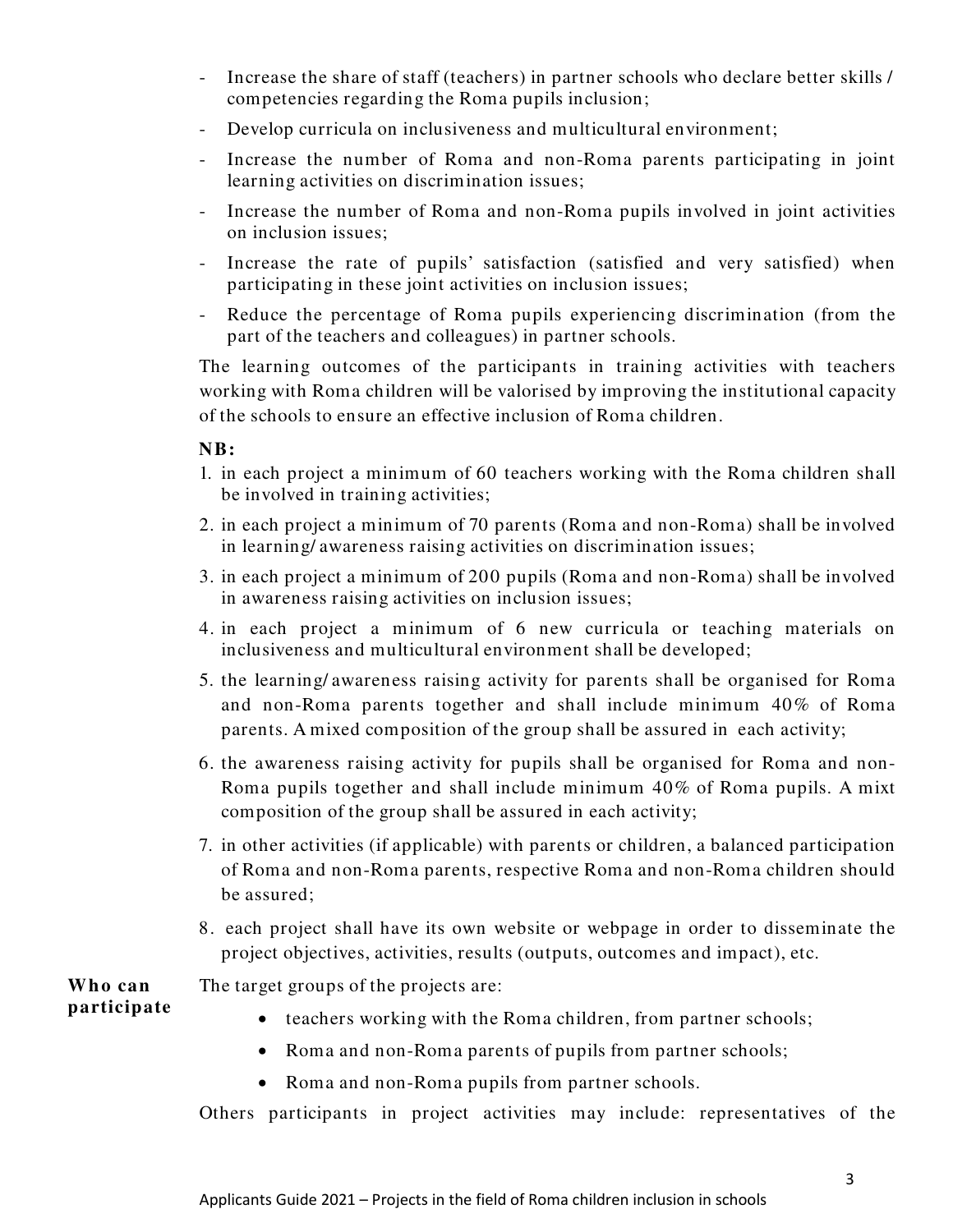- Increase the share of staff (teachers) in partner schools who declare better skills / competencies regarding the Roma pupils inclusion;
- Develop curricula on inclusiveness and multicultural environment;
- Increase the number of Roma and non-Roma parents participating in joint learning activities on discrimination issues;
- Increase the number of Roma and non-Roma pupils involved in joint activities on inclusion issues;
- Increase the rate of pupils' satisfaction (satisfied and very satisfied) when participating in these joint activities on inclusion issues;
- Reduce the percentage of Roma pupils experiencing discrimination (from the part of the teachers and colleagues) in partner schools.

The learning outcomes of the participants in training activities with teachers working with Roma children will be valorised by improving the institutional capacity of the schools to ensure an effective inclusion of Roma children.

**NB:**

1. in each project a minimum of 60 teachers working with the Roma children shall be involved in training activities;
2. in each project a minimum of 70 parents (Roma and non-Roma) shall be involved in learning/ awareness raising activities on discrimination issues;
3. in each project a minimum of 200 pupils (Roma and non-Roma) shall be involved in awareness raising activities on inclusion issues;
4. in each project a minimum of 6 new curricula or teaching materials on inclusiveness and multicultural environment shall be developed;
5. the learning/ awareness raising activity for parents shall be organised for Roma and non-Roma parents together and shall include minimum 40% of Roma parents. A mixed composition of the group shall be assured in each activity;
6. the awareness raising activity for pupils shall be organised for Roma and non-Roma pupils together and shall include minimum 40% of Roma pupils. A mixt composition of the group shall be assured in each activity;
7. in other activities (if applicable) with parents or children, a balanced participation of Roma and non-Roma parents, respective Roma and non-Roma children should be assured;
8. each project shall have its own website or webpage in order to disseminate the project objectives, activities, results (outputs, outcomes and impact), etc.

**Who can participate**

The target groups of the projects are:

- teachers working with the Roma children, from partner schools;
- Roma and non-Roma parents of pupils from partner schools;
- Roma and non-Roma pupils from partner schools.

Others participants in project activities may include: representatives of the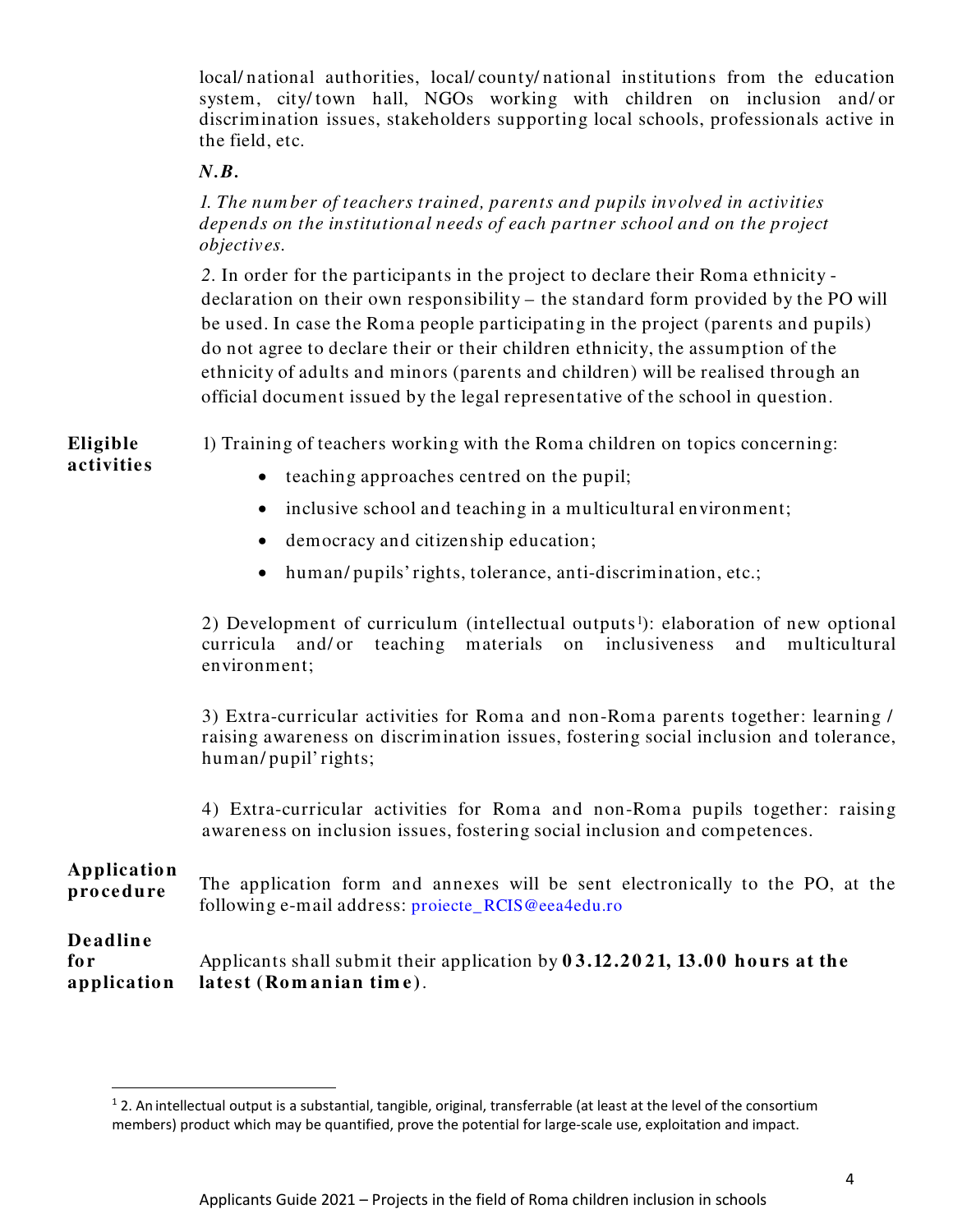local/national authorities, local/county/national institutions from the education system, city/town hall, NGOs working with children on inclusion and/or discrimination issues, stakeholders supporting local schools, professionals active in the field, etc.

***N.B.***

*1. The number of teachers trained, parents and pupils involved in activities depends on the institutional needs of each partner school and on the project objectives.*

2. In order for the participants in the project to declare their Roma ethnicity - declaration on their own responsibility – the standard form provided by the PO will be used. In case the Roma people participating in the project (parents and pupils) do not agree to declare their or their children ethnicity, the assumption of the ethnicity of adults and minors (parents and children) will be realised through an official document issued by the legal representative of the school in question.

**Eligible activities**

1) Training of teachers working with the Roma children on topics concerning:

- teaching approaches centred on the pupil;
- inclusive school and teaching in a multicultural environment;
- democracy and citizenship education;
- human/pupils' rights, tolerance, anti-discrimination, etc.;

2) Development of curriculum (intellectual outputs[1]): elaboration of new optional curricula and/or teaching materials on inclusiveness and multicultural environment;

3) Extra-curricular activities for Roma and non-Roma parents together: learning / raising awareness on discrimination issues, fostering social inclusion and tolerance, human/pupil' rights;

4) Extra-curricular activities for Roma and non-Roma pupils together: raising awareness on inclusion issues, fostering social inclusion and competences.

**Application procedure**

The application form and annexes will be sent electronically to the PO, at the following e-mail address: proiecte_RCIS@eea4edu.ro

**Deadline for application**

Applicants shall submit their application by **03.12.2021, 13.00 hours at the latest (Romanian time)**.

[1] 2. An intellectual output is a substantial, tangible, original, transferrable (at least at the level of the consortium members) product which may be quantified, prove the potential for large-scale use, exploitation and impact.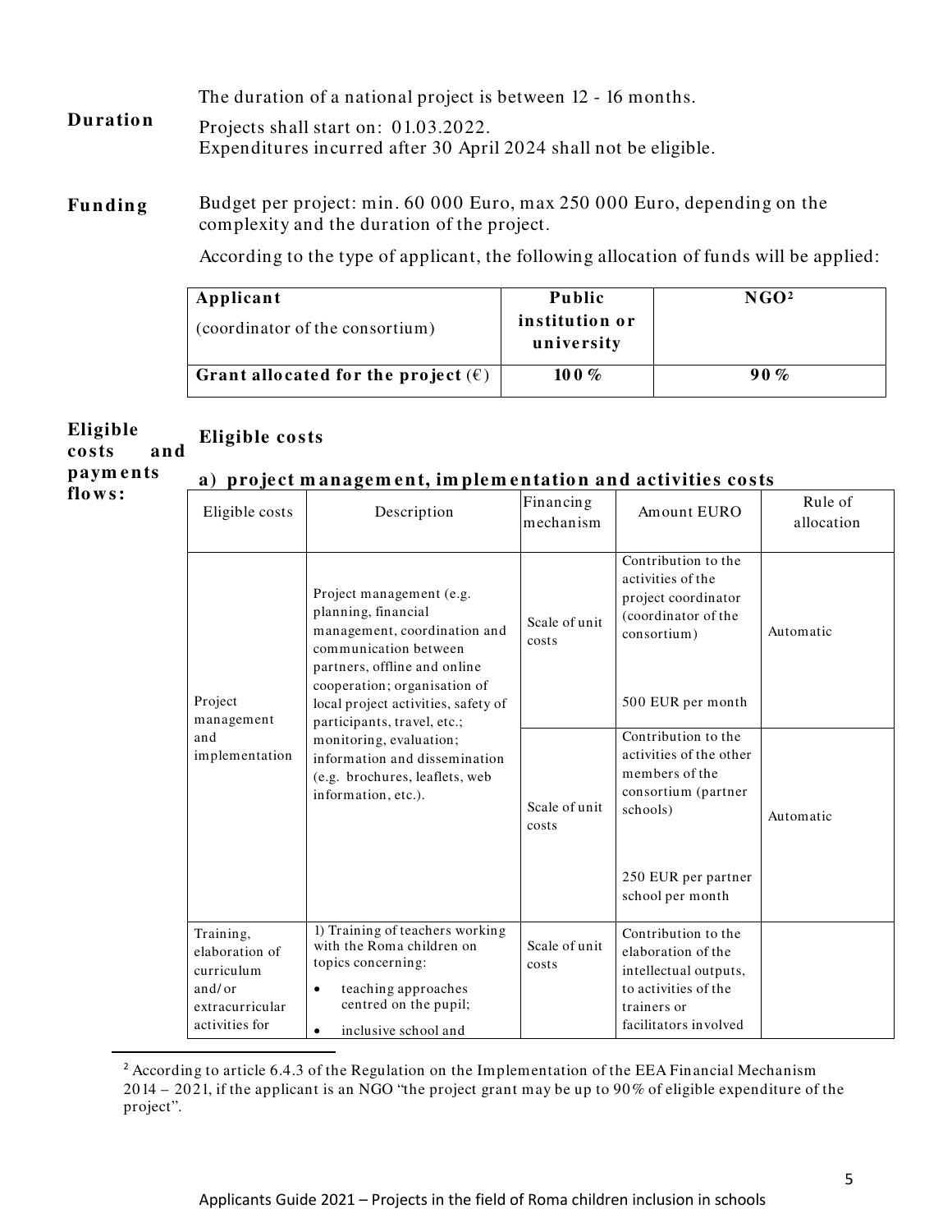**Duration**

The duration of a national project is between 12 - 16 months.

Projects shall start on: 01.03.2022.
Expenditures incurred after 30 April 2024 shall not be eligible.

**Funding**

Budget per project: min. 60 000 Euro, max 250 000 Euro, depending on the complexity and the duration of the project.

According to the type of applicant, the following allocation of funds will be applied:

| **Applicant** (coordinator of the consortium) | **Public institution or university** | **NGO**[2] |
|---|---|---|
| **Grant allocated for the project (€)** | **100 %** | **90 %** |

**Eligible costs and payments flows:**

**Eligible costs**

**a) project management, implementation and activities costs**

| Eligible costs | Description | Financing mechanism | Amount EURO | Rule of allocation |
|---|---|---|---|---|
| Project management and implementation | Project management (e.g. planning, financial management, coordination and communication between partners, offline and online cooperation; organisation of local project activities, safety of participants, travel, etc.; monitoring, evaluation; information and dissemination (e.g. brochures, leaflets, web information, etc.). | Scale of unit costs | Contribution to the activities of the project coordinator (coordinator of the consortium)<br><br>500 EUR per month | Automatic |
| | | Scale of unit costs | Contribution to the activities of the other members of the consortium (partner schools)<br><br>250 EUR per partner school per month | Automatic |
| Training, elaboration of curriculum and/or extracurricular activities for | 1) Training of teachers working with the Roma children on topics concerning:<br>• teaching approaches centred on the pupil;<br>• inclusive school and | Scale of unit costs | Contribution to the elaboration of the intellectual outputs, to activities of the trainers or facilitators involved | |

[2] According to article 6.4.3 of the Regulation on the Implementation of the EEA Financial Mechanism 2014 – 2021, if the applicant is an NGO "the project grant may be up to 90% of eligible expenditure of the project".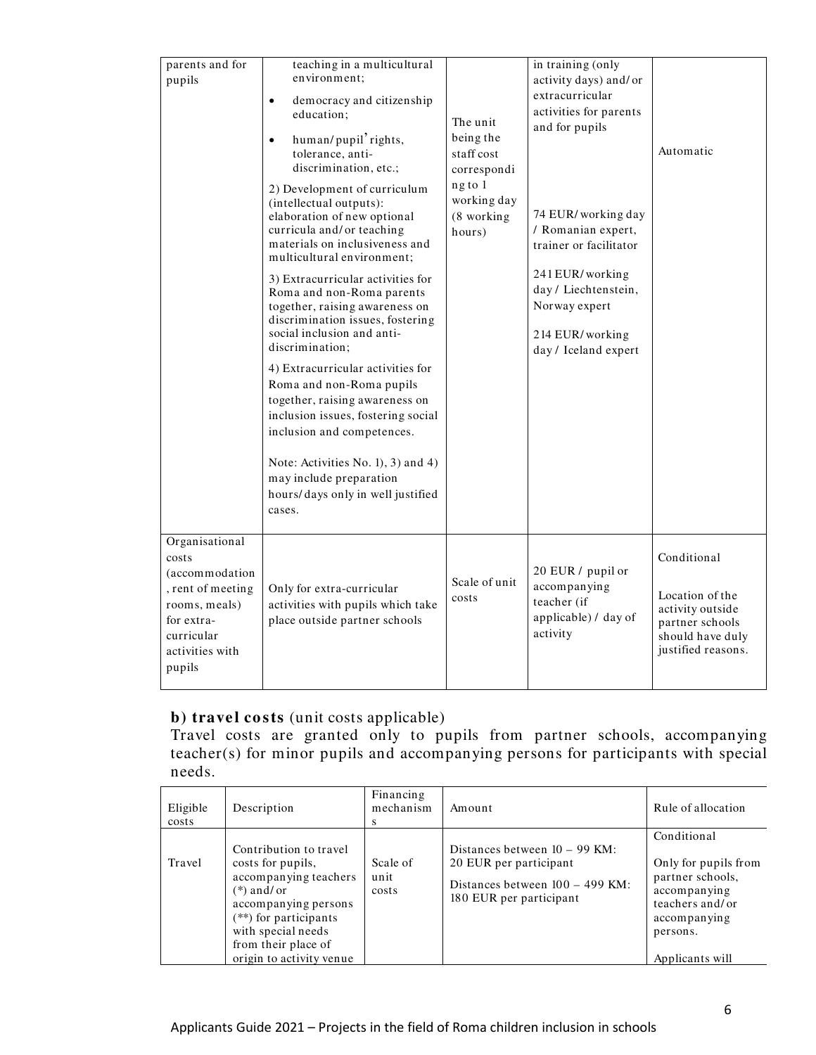| | | | | |
|---|---|---|---|---|
| parents and for pupils | teaching in a multicultural environment;<br>• democracy and citizenship education;<br>• human/pupil' rights, tolerance, anti-discrimination, etc.;<br>2) Development of curriculum (intellectual outputs): elaboration of new optional curricula and/or teaching materials on inclusiveness and multicultural environment;<br>3) Extracurricular activities for Roma and non-Roma parents together, raising awareness on discrimination issues, fostering social inclusion and anti-discrimination;<br>4) Extracurricular activities for Roma and non-Roma pupils together, raising awareness on inclusion issues, fostering social inclusion and competences.<br>Note: Activities No. 1), 3) and 4) may include preparation hours/days only in well justified cases. | The unit being the staff cost corresponding to 1 working day (8 working hours) | in training (only activity days) and/or extracurricular activities for parents and for pupils<br>74 EUR/working day / Romanian expert, trainer or facilitator<br>241 EUR/working day / Liechtenstein, Norway expert<br>214 EUR/working day / Iceland expert | Automatic |
| Organisational costs (accommodation, rent of meeting rooms, meals) for extra-curricular activities with pupils | Only for extra-curricular activities with pupils which take place outside partner schools | Scale of unit costs | 20 EUR / pupil or accompanying teacher (if applicable) / day of activity | Conditional<br>Location of the activity outside partner schools should have duly justified reasons. |

**b) travel costs** (unit costs applicable)

Travel costs are granted only to pupils from partner schools, accompanying teacher(s) for minor pupils and accompanying persons for participants with special needs.

| Eligible costs | Description | Financing mechanisms | Amount | Rule of allocation |
|---|---|---|---|---|
| Travel | Contribution to travel costs for pupils, accompanying teachers (*) and/or accompanying persons (**) for participants with special needs from their place of origin to activity venue | Scale of unit costs | Distances between 10 – 99 KM: 20 EUR per participant<br>Distances between 100 – 499 KM: 180 EUR per participant | Conditional<br>Only for pupils from partner schools, accompanying teachers and/or accompanying persons.<br>Applicants will |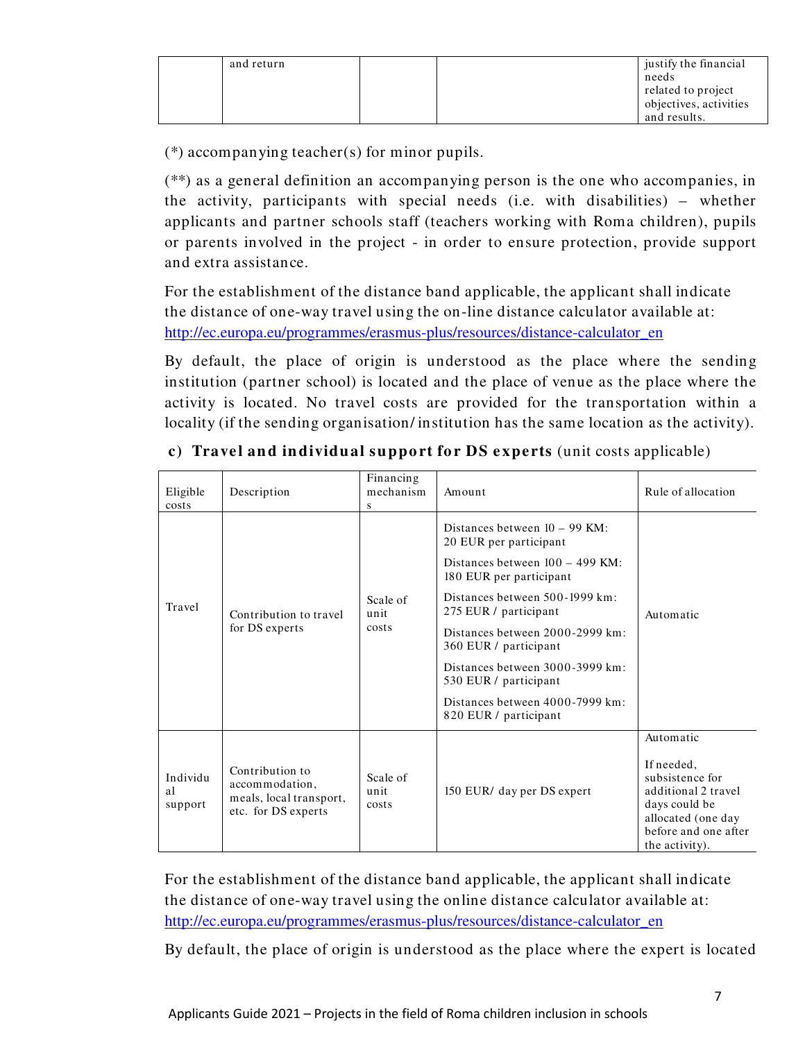|  | and return |  |  | justify the financial needs related to project objectives, activities and results. |
|---|---|---|---|---|

(*) accompanying teacher(s) for minor pupils.

(**) as a general definition an accompanying person is the one who accompanies, in the activity, participants with special needs (i.e. with disabilities) – whether applicants and partner schools staff (teachers working with Roma children), pupils or parents involved in the project - in order to ensure protection, provide support and extra assistance.

For the establishment of the distance band applicable, the applicant shall indicate the distance of one-way travel using the on-line distance calculator available at: http://ec.europa.eu/programmes/erasmus-plus/resources/distance-calculator_en

By default, the place of origin is understood as the place where the sending institution (partner school) is located and the place of venue as the place where the activity is located. No travel costs are provided for the transportation within a locality (if the sending organisation/institution has the same location as the activity).

**c) Travel and individual support for DS experts** (unit costs applicable)

| Eligible costs | Description | Financing mechanisms | Amount | Rule of allocation |
|---|---|---|---|---|
| Travel | Contribution to travel for DS experts | Scale of unit costs | Distances between 10 – 99 KM: 20 EUR per participant<br>Distances between 100 – 499 KM: 180 EUR per participant<br>Distances between 500-1999 km: 275 EUR / participant<br>Distances between 2000-2999 km: 360 EUR / participant<br>Distances between 3000-3999 km: 530 EUR / participant<br>Distances between 4000-7999 km: 820 EUR / participant | Automatic |
| Individual support | Contribution to accommodation, meals, local transport, etc. for DS experts | Scale of unit costs | 150 EUR/ day per DS expert | Automatic<br><br>If needed, subsistence for additional 2 travel days could be allocated (one day before and one after the activity). |

For the establishment of the distance band applicable, the applicant shall indicate the distance of one-way travel using the online distance calculator available at: http://ec.europa.eu/programmes/erasmus-plus/resources/distance-calculator_en

By default, the place of origin is understood as the place where the expert is located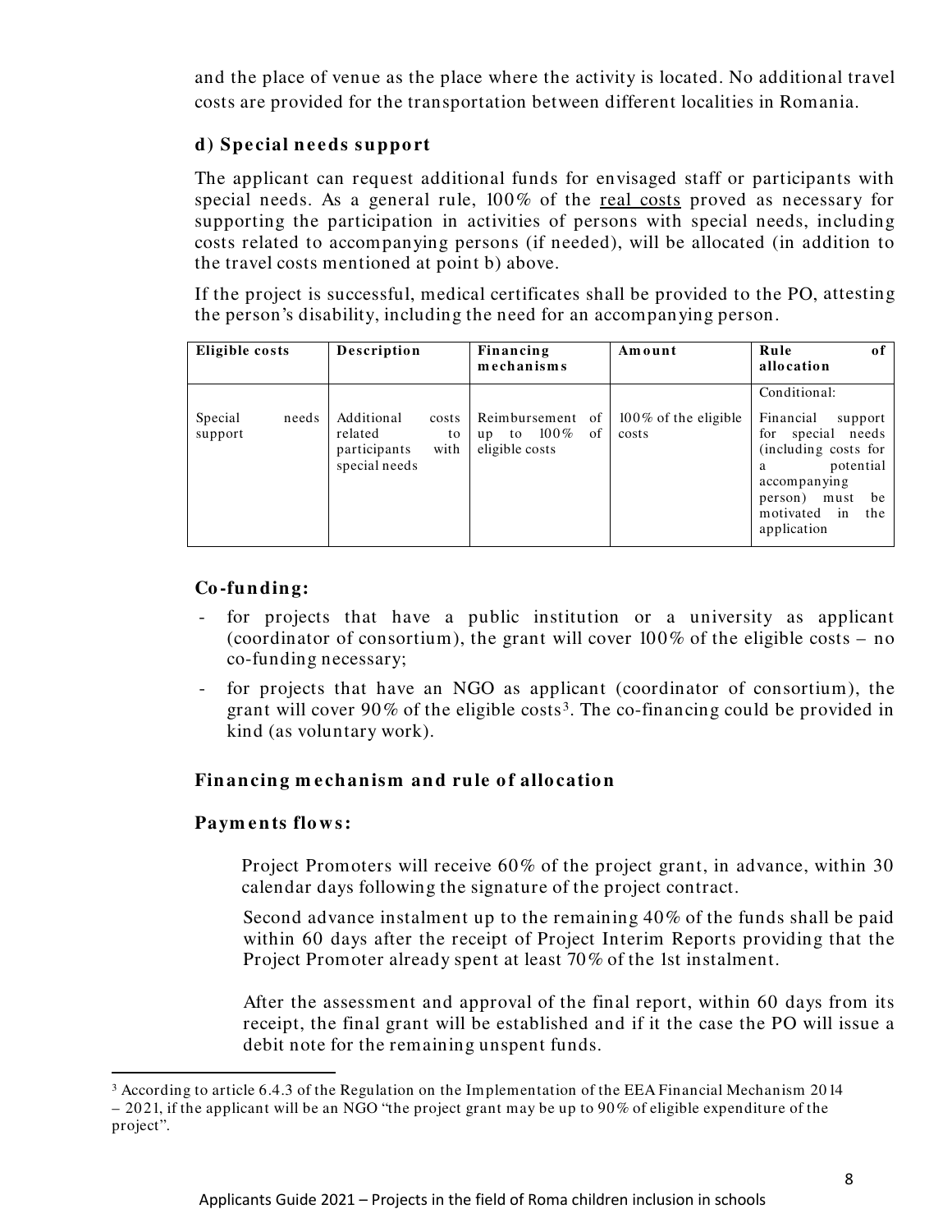and the place of venue as the place where the activity is located. No additional travel costs are provided for the transportation between different localities in Romania.

### d) Special needs support

The applicant can request additional funds for envisaged staff or participants with special needs. As a general rule, 100% of the real costs proved as necessary for supporting the participation in activities of persons with special needs, including costs related to accompanying persons (if needed), will be allocated (in addition to the travel costs mentioned at point b) above.

If the project is successful, medical certificates shall be provided to the PO, attesting the person's disability, including the need for an accompanying person.

| Eligible costs | Description | Financing mechanisms | Amount | Rule of allocation |
|---|---|---|---|---|
| Special needs support | Additional costs related to participants with special needs | Reimbursement of up to 100% of eligible costs | 100% of the eligible costs | Conditional: Financial support for special needs (including costs for a potential accompanying person) must be motivated in the application |

### Co-funding:

- for projects that have a public institution or a university as applicant (coordinator of consortium), the grant will cover 100% of the eligible costs – no co-funding necessary;
- for projects that have an NGO as applicant (coordinator of consortium), the grant will cover 90% of the eligible costs[3]. The co-financing could be provided in kind (as voluntary work).

### Financing mechanism and rule of allocation

### Payments flows:

Project Promoters will receive 60% of the project grant, in advance, within 30 calendar days following the signature of the project contract.

Second advance instalment up to the remaining 40% of the funds shall be paid within 60 days after the receipt of Project Interim Reports providing that the Project Promoter already spent at least 70% of the 1st instalment.

After the assessment and approval of the final report, within 60 days from its receipt, the final grant will be established and if it the case the PO will issue a debit note for the remaining unspent funds.

---

[3] According to article 6.4.3 of the Regulation on the Implementation of the EEA Financial Mechanism 2014 – 2021, if the applicant will be an NGO "the project grant may be up to 90% of eligible expenditure of the project".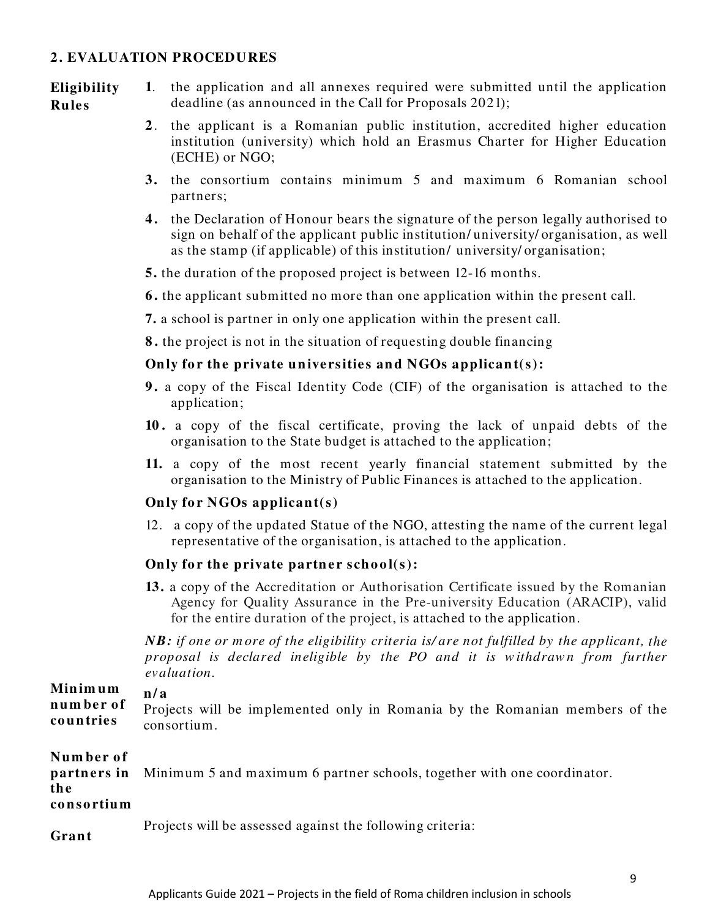## 2. EVALUATION PROCEDURES

**Eligibility Rules**

**1**. the application and all annexes required were submitted until the application deadline (as announced in the Call for Proposals 2021);

**2**. the applicant is a Romanian public institution, accredited higher education institution (university) which hold an Erasmus Charter for Higher Education (ECHE) or NGO;

**3.** the consortium contains minimum 5 and maximum 6 Romanian school partners;

**4.** the Declaration of Honour bears the signature of the person legally authorised to sign on behalf of the applicant public institution/university/organisation, as well as the stamp (if applicable) of this institution/ university/organisation;

**5.** the duration of the proposed project is between 12-16 months.

**6.** the applicant submitted no more than one application within the present call.

**7.** a school is partner in only one application within the present call.

**8.** the project is not in the situation of requesting double financing

**Only for the private universities and NGOs applicant(s):**

**9.** a copy of the Fiscal Identity Code (CIF) of the organisation is attached to the application;

**10.** a copy of the fiscal certificate, proving the lack of unpaid debts of the organisation to the State budget is attached to the application;

**11.** a copy of the most recent yearly financial statement submitted by the organisation to the Ministry of Public Finances is attached to the application.

**Only for NGOs applicant(s)**

12. a copy of the updated Statue of the NGO, attesting the name of the current legal representative of the organisation, is attached to the application.

**Only for the private partner school(s):**

**13.** a copy of the Accreditation or Authorisation Certificate issued by the Romanian Agency for Quality Assurance in the Pre-university Education (ARACIP), valid for the entire duration of the project, is attached to the application.

***NB:*** *if one or more of the eligibility criteria is/are not fulfilled by the applicant, the proposal is declared ineligible by the PO and it is withdrawn from further evaluation.*

**Minimum number of countries**

**n/a**

Projects will be implemented only in Romania by the Romanian members of the consortium.

**Number of partners in the consortium**

Minimum 5 and maximum 6 partner schools, together with one coordinator.

**Grant**

Projects will be assessed against the following criteria: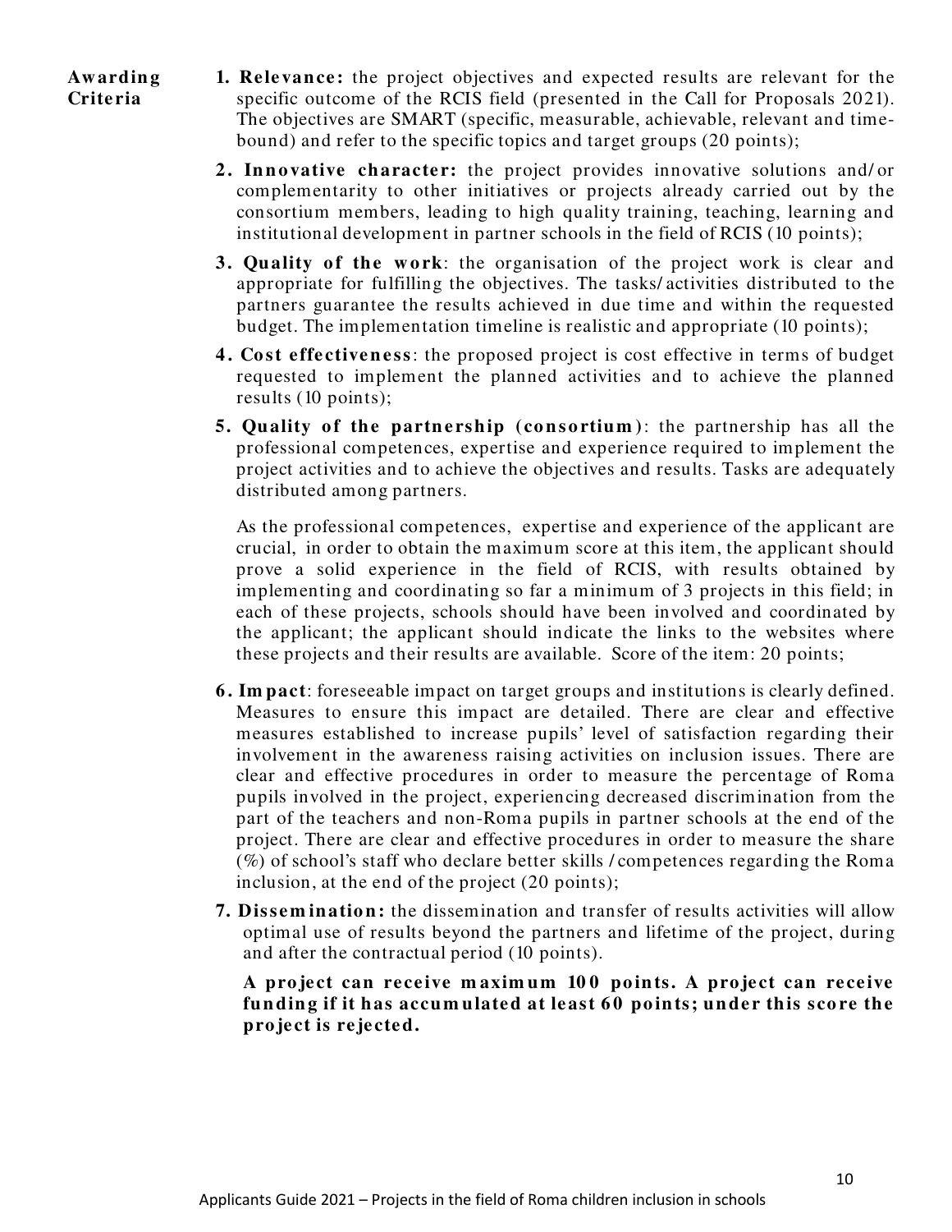**Awarding Criteria**

1. **Relevance:** the project objectives and expected results are relevant for the specific outcome of the RCIS field (presented in the Call for Proposals 2021). The objectives are SMART (specific, measurable, achievable, relevant and time-bound) and refer to the specific topics and target groups (20 points);
2. **Innovative character:** the project provides innovative solutions and/or complementarity to other initiatives or projects already carried out by the consortium members, leading to high quality training, teaching, learning and institutional development in partner schools in the field of RCIS (10 points);
3. **Quality of the work**: the organisation of the project work is clear and appropriate for fulfilling the objectives. The tasks/activities distributed to the partners guarantee the results achieved in due time and within the requested budget. The implementation timeline is realistic and appropriate (10 points);
4. **Cost effectiveness**: the proposed project is cost effective in terms of budget requested to implement the planned activities and to achieve the planned results (10 points);
5. **Quality of the partnership (consortium)**: the partnership has all the professional competences, expertise and experience required to implement the project activities and to achieve the objectives and results. Tasks are adequately distributed among partners.

   As the professional competences, expertise and experience of the applicant are crucial, in order to obtain the maximum score at this item, the applicant should prove a solid experience in the field of RCIS, with results obtained by implementing and coordinating so far a minimum of 3 projects in this field; in each of these projects, schools should have been involved and coordinated by the applicant; the applicant should indicate the links to the websites where these projects and their results are available. Score of the item: 20 points;
6. **Impact**: foreseeable impact on target groups and institutions is clearly defined. Measures to ensure this impact are detailed. There are clear and effective measures established to increase pupils' level of satisfaction regarding their involvement in the awareness raising activities on inclusion issues. There are clear and effective procedures in order to measure the percentage of Roma pupils involved in the project, experiencing decreased discrimination from the part of the teachers and non-Roma pupils in partner schools at the end of the project. There are clear and effective procedures in order to measure the share (%) of school's staff who declare better skills / competences regarding the Roma inclusion, at the end of the project (20 points);
7. **Dissemination:** the dissemination and transfer of results activities will allow optimal use of results beyond the partners and lifetime of the project, during and after the contractual period (10 points).

   **A project can receive maximum 100 points. A project can receive funding if it has accumulated at least 60 points; under this score the project is rejected.**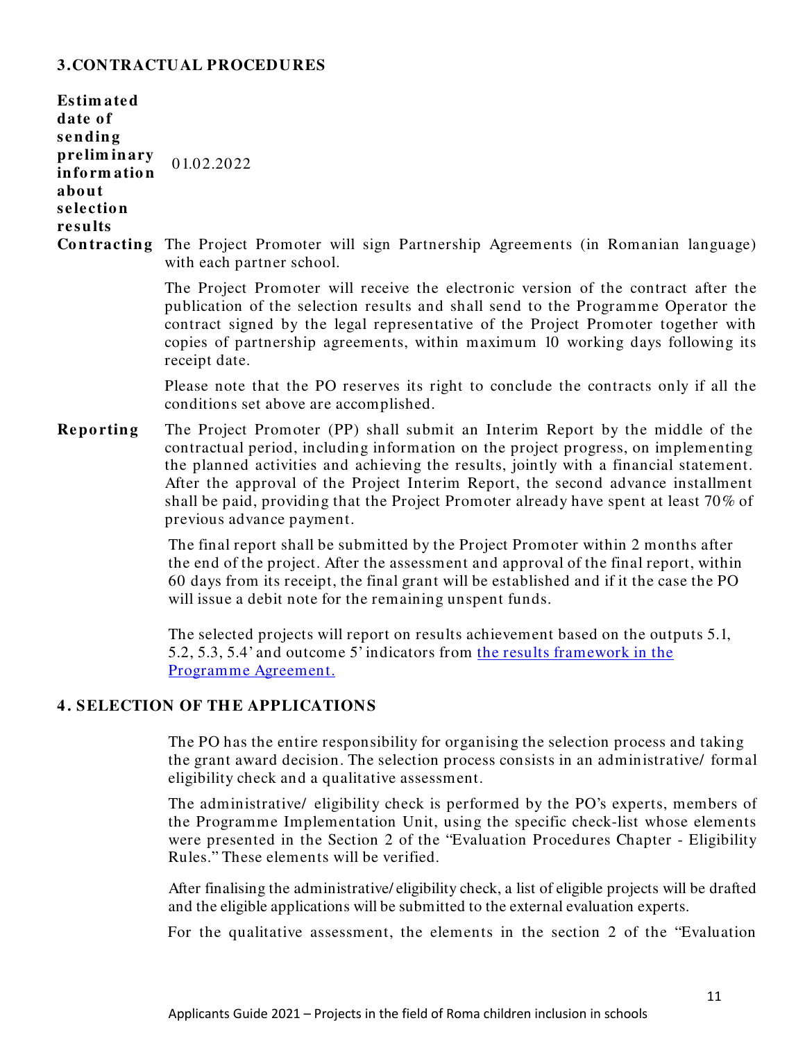## 3. CONTRACTUAL PROCEDURES

| | |
|---|---|
| **Estimated date of sending preliminary information about selection results** | 01.02.2022 |
| **Contracting** | The Project Promoter will sign Partnership Agreements (in Romanian language) with each partner school.<br><br>The Project Promoter will receive the electronic version of the contract after the publication of the selection results and shall send to the Programme Operator the contract signed by the legal representative of the Project Promoter together with copies of partnership agreements, within maximum 10 working days following its receipt date.<br><br>Please note that the PO reserves its right to conclude the contracts only if all the conditions set above are accomplished. |
| **Reporting** | The Project Promoter (PP) shall submit an Interim Report by the middle of the contractual period, including information on the project progress, on implementing the planned activities and achieving the results, jointly with a financial statement. After the approval of the Project Interim Report, the second advance installment shall be paid, providing that the Project Promoter already have spent at least 70% of previous advance payment.<br><br>The final report shall be submitted by the Project Promoter within 2 months after the end of the project. After the assessment and approval of the final report, within 60 days from its receipt, the final grant will be established and if it the case the PO will issue a debit note for the remaining unspent funds.<br><br>The selected projects will report on results achievement based on the outputs 5.1, 5.2, 5.3, 5.4' and outcome 5' indicators from [the results framework in the Programme Agreement.]() |

## 4. SELECTION OF THE APPLICATIONS

The PO has the entire responsibility for organising the selection process and taking the grant award decision. The selection process consists in an administrative/ formal eligibility check and a qualitative assessment.

The administrative/ eligibility check is performed by the PO's experts, members of the Programme Implementation Unit, using the specific check-list whose elements were presented in the Section 2 of the "Evaluation Procedures Chapter - Eligibility Rules." These elements will be verified.

After finalising the administrative/eligibility check, a list of eligible projects will be drafted and the eligible applications will be submitted to the external evaluation experts.

For the qualitative assessment, the elements in the section 2 of the "Evaluation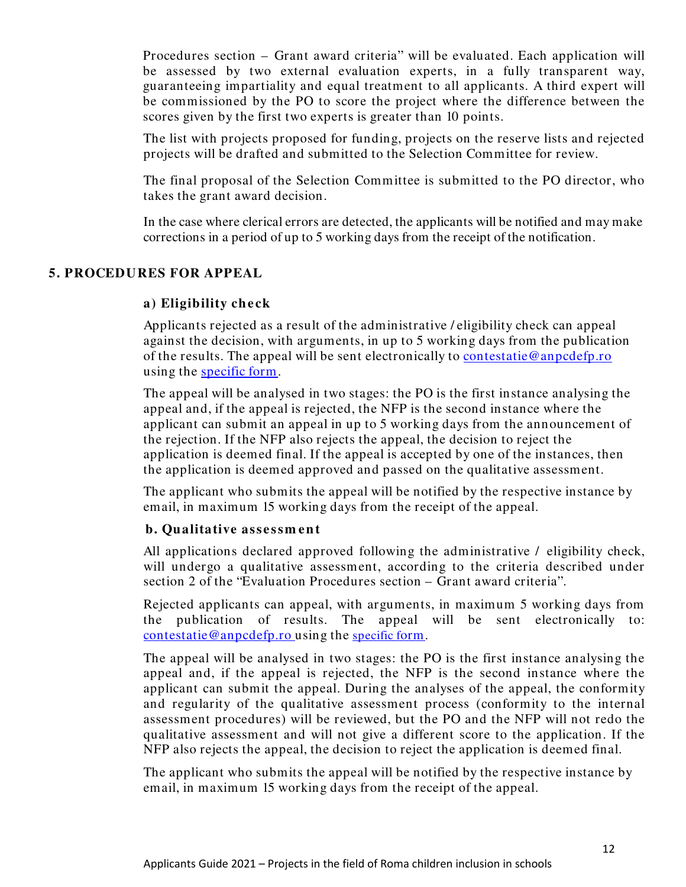Procedures section – Grant award criteria" will be evaluated. Each application will be assessed by two external evaluation experts, in a fully transparent way, guaranteeing impartiality and equal treatment to all applicants. A third expert will be commissioned by the PO to score the project where the difference between the scores given by the first two experts is greater than 10 points.

The list with projects proposed for funding, projects on the reserve lists and rejected projects will be drafted and submitted to the Selection Committee for review.

The final proposal of the Selection Committee is submitted to the PO director, who takes the grant award decision.

In the case where clerical errors are detected, the applicants will be notified and may make corrections in a period of up to 5 working days from the receipt of the notification.

## 5. PROCEDURES FOR APPEAL

### a) Eligibility check

Applicants rejected as a result of the administrative / eligibility check can appeal against the decision, with arguments, in up to 5 working days from the publication of the results. The appeal will be sent electronically to contestatie@anpcdefp.ro using the specific form.

The appeal will be analysed in two stages: the PO is the first instance analysing the appeal and, if the appeal is rejected, the NFP is the second instance where the applicant can submit an appeal in up to 5 working days from the announcement of the rejection. If the NFP also rejects the appeal, the decision to reject the application is deemed final. If the appeal is accepted by one of the instances, then the application is deemed approved and passed on the qualitative assessment.

The applicant who submits the appeal will be notified by the respective instance by email, in maximum 15 working days from the receipt of the appeal.

### b. Qualitative assessment

All applications declared approved following the administrative / eligibility check, will undergo a qualitative assessment, according to the criteria described under section 2 of the "Evaluation Procedures section – Grant award criteria".

Rejected applicants can appeal, with arguments, in maximum 5 working days from the publication of results. The appeal will be sent electronically to: contestatie@anpcdefp.ro using the specific form.

The appeal will be analysed in two stages: the PO is the first instance analysing the appeal and, if the appeal is rejected, the NFP is the second instance where the applicant can submit the appeal. During the analyses of the appeal, the conformity and regularity of the qualitative assessment process (conformity to the internal assessment procedures) will be reviewed, but the PO and the NFP will not redo the qualitative assessment and will not give a different score to the application. If the NFP also rejects the appeal, the decision to reject the application is deemed final.

The applicant who submits the appeal will be notified by the respective instance by email, in maximum 15 working days from the receipt of the appeal.